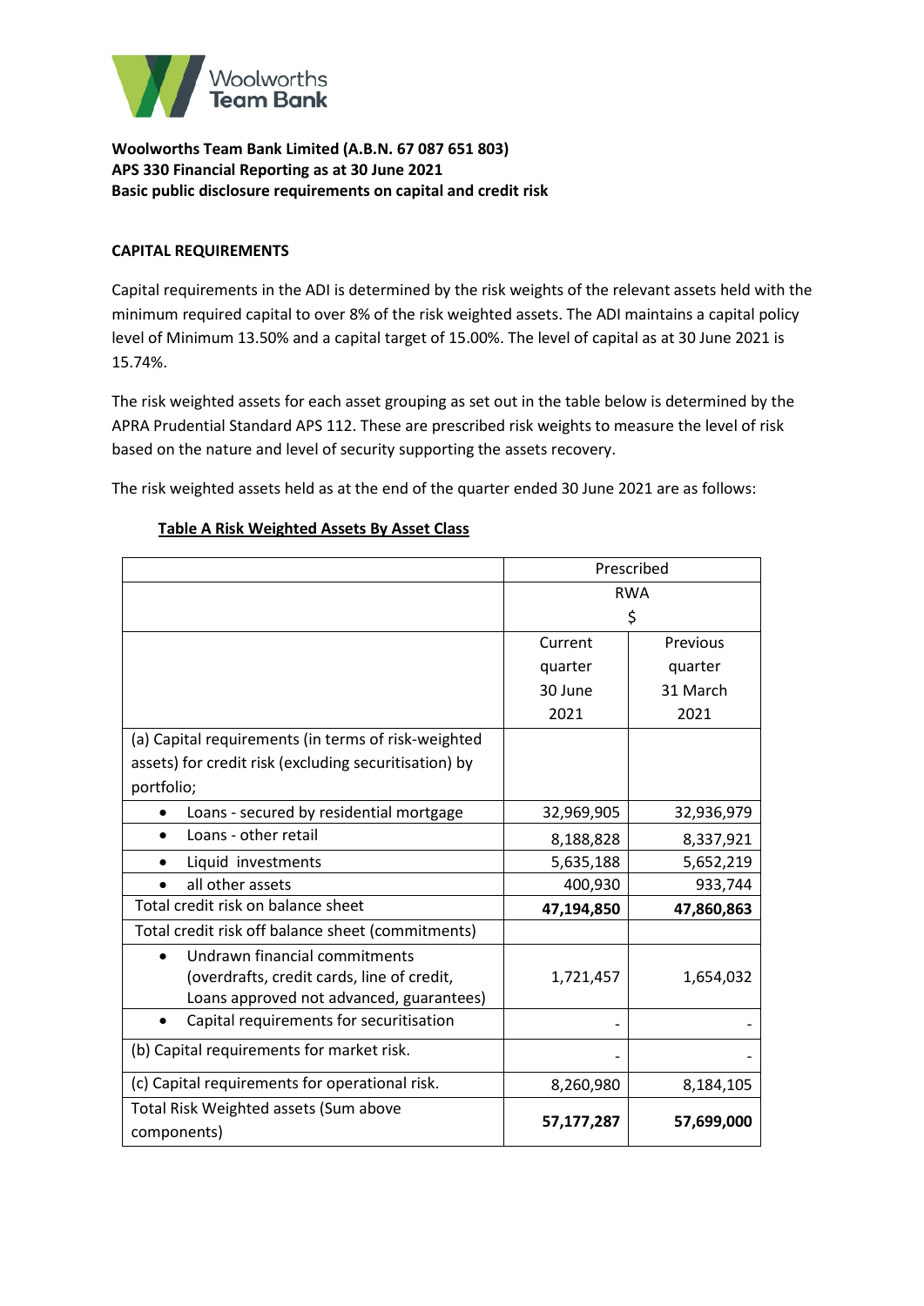Woolworths Team Bank

**Woolworths Team Bank Limited (A.B.N. 67 087 651 803)**
**APS 330 Financial Reporting as at 30 June 2021**
**Basic public disclosure requirements on capital and credit risk**

## CAPITAL REQUIREMENTS

Capital requirements in the ADI is determined by the risk weights of the relevant assets held with the minimum required capital to over 8% of the risk weighted assets. The ADI maintains a capital policy level of Minimum 13.50% and a capital target of 15.00%. The level of capital as at 30 June 2021 is 15.74%.

The risk weighted assets for each asset grouping as set out in the table below is determined by the APRA Prudential Standard APS 112. These are prescribed risk weights to measure the level of risk based on the nature and level of security supporting the assets recovery.

The risk weighted assets held as at the end of the quarter ended 30 June 2021 are as follows:

**Table A Risk Weighted Assets By Asset Class**

| | Prescribed RWA $ | |
|---|---|---|
| | Current quarter 30 June 2021 | Previous quarter 31 March 2021 |
| (a) Capital requirements (in terms of risk-weighted assets) for credit risk (excluding securitisation) by portfolio; | | |
| • Loans - secured by residential mortgage | 32,969,905 | 32,936,979 |
| • Loans - other retail | 8,188,828 | 8,337,921 |
| • Liquid investments | 5,635,188 | 5,652,219 |
| • all other assets | 400,930 | 933,744 |
| Total credit risk on balance sheet | **47,194,850** | **47,860,863** |
| Total credit risk off balance sheet (commitments) | | |
| • Undrawn financial commitments (overdrafts, credit cards, line of credit, Loans approved not advanced, guarantees) | 1,721,457 | 1,654,032 |
| • Capital requirements for securitisation | - | - |
| (b) Capital requirements for market risk. | - | - |
| (c) Capital requirements for operational risk. | 8,260,980 | 8,184,105 |
| Total Risk Weighted assets (Sum above components) | **57,177,287** | **57,699,000** |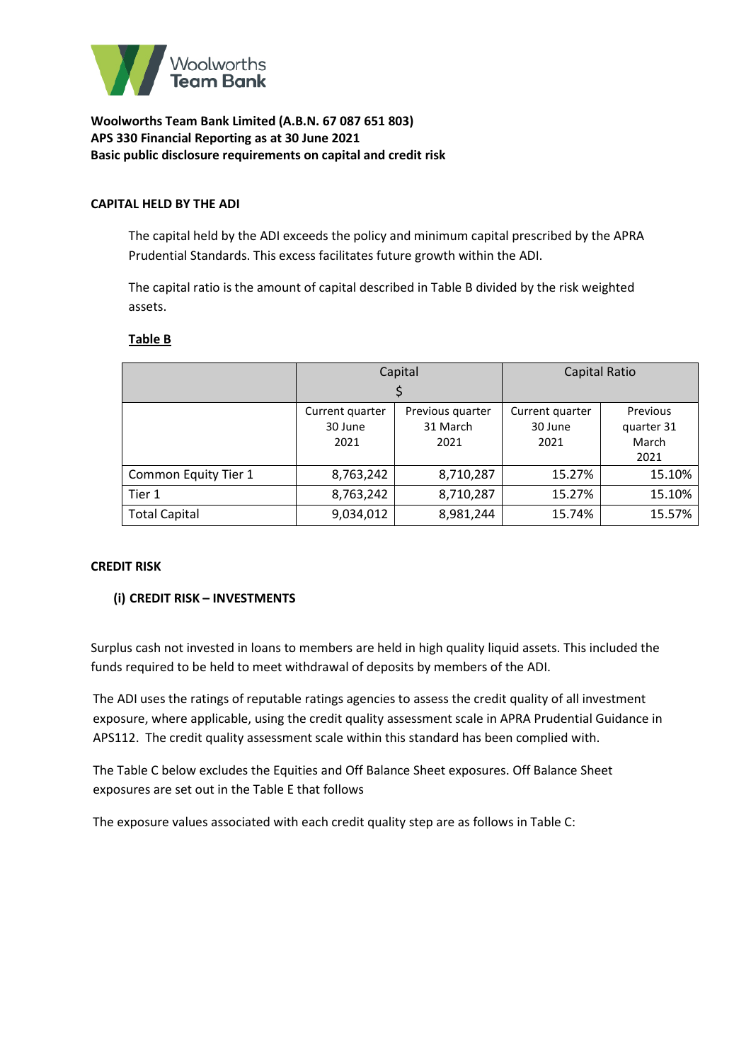**Woolworths Team Bank Limited (A.B.N. 67 087 651 803)**
**APS 330 Financial Reporting as at 30 June 2021**
**Basic public disclosure requirements on capital and credit risk**

#### CAPITAL HELD BY THE ADI

The capital held by the ADI exceeds the policy and minimum capital prescribed by the APRA Prudential Standards. This excess facilitates future growth within the ADI.

The capital ratio is the amount of capital described in Table B divided by the risk weighted assets.

**Table B**

| | Capital $ | | Capital Ratio | |
|---|---|---|---|---|
| | Current quarter 30 June 2021 | Previous quarter 31 March 2021 | Current quarter 30 June 2021 | Previous quarter 31 March 2021 |
| Common Equity Tier 1 | 8,763,242 | 8,710,287 | 15.27% | 15.10% |
| Tier 1 | 8,763,242 | 8,710,287 | 15.27% | 15.10% |
| Total Capital | 9,034,012 | 8,981,244 | 15.74% | 15.57% |

#### CREDIT RISK

##### (i) CREDIT RISK – INVESTMENTS

Surplus cash not invested in loans to members are held in high quality liquid assets. This included the funds required to be held to meet withdrawal of deposits by members of the ADI.

The ADI uses the ratings of reputable ratings agencies to assess the credit quality of all investment exposure, where applicable, using the credit quality assessment scale in APRA Prudential Guidance in APS112. The credit quality assessment scale within this standard has been complied with.

The Table C below excludes the Equities and Off Balance Sheet exposures. Off Balance Sheet exposures are set out in the Table E that follows

The exposure values associated with each credit quality step are as follows in Table C: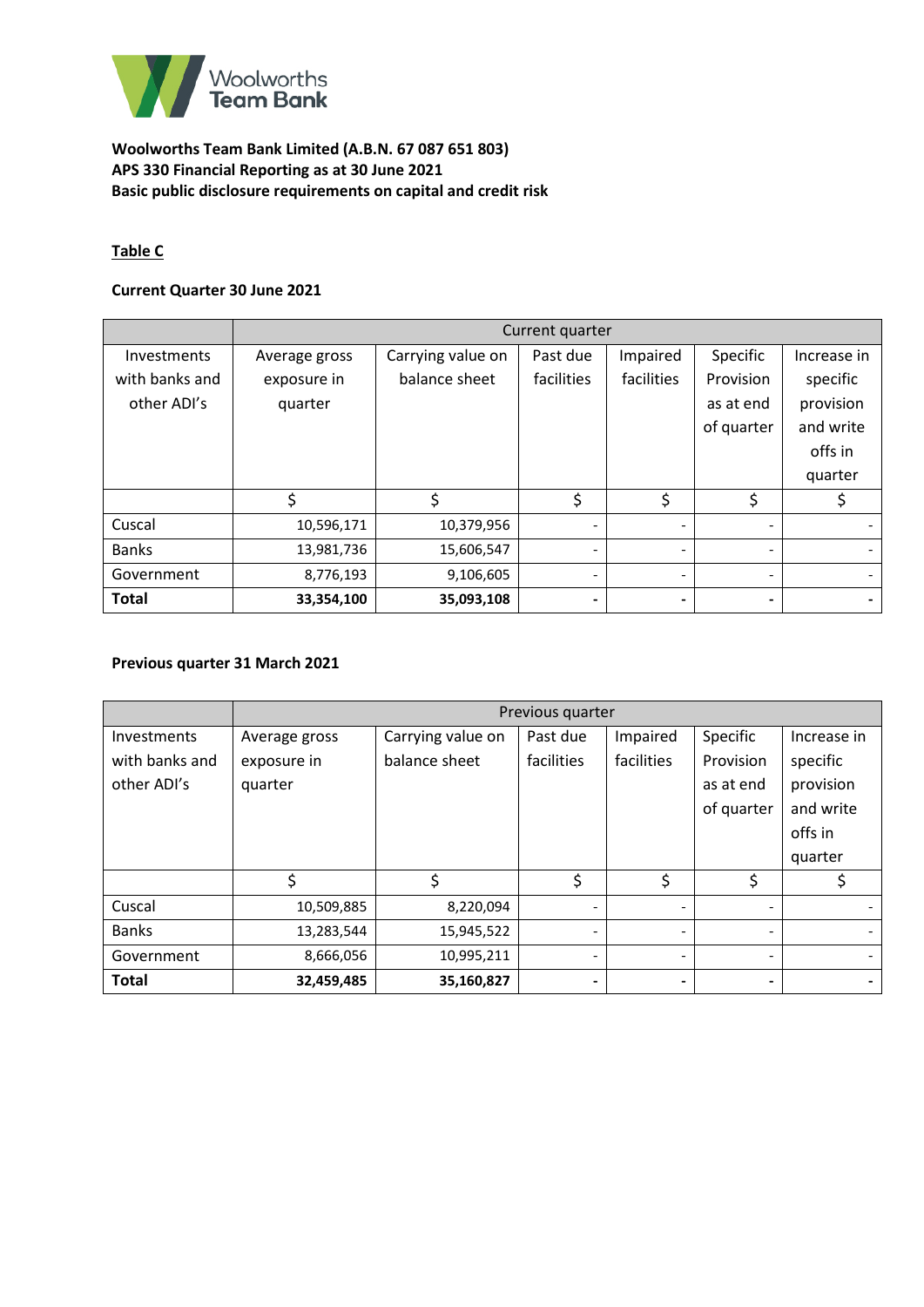**Woolworths Team Bank Limited (A.B.N. 67 087 651 803)**
**APS 330 Financial Reporting as at 30 June 2021**
**Basic public disclosure requirements on capital and credit risk**

**Table C**

**Current Quarter 30 June 2021**

| | Current quarter | | | | | |
|---|---|---|---|---|---|---|
| Investments with banks and other ADI's | Average gross exposure in quarter | Carrying value on balance sheet | Past due facilities | Impaired facilities | Specific Provision as at end of quarter | Increase in specific provision and write offs in quarter |
| | $ | $ | $ | $ | $ | $ |
| Cuscal | 10,596,171 | 10,379,956 | - | - | - | - |
| Banks | 13,981,736 | 15,606,547 | - | - | - | - |
| Government | 8,776,193 | 9,106,605 | - | - | - | - |
| **Total** | **33,354,100** | **35,093,108** | **-** | **-** | **-** | **-** |

**Previous quarter 31 March 2021**

| | Previous quarter | | | | | |
|---|---|---|---|---|---|---|
| Investments with banks and other ADI's | Average gross exposure in quarter | Carrying value on balance sheet | Past due facilities | Impaired facilities | Specific Provision as at end of quarter | Increase in specific provision and write offs in quarter |
| | $ | $ | $ | $ | $ | $ |
| Cuscal | 10,509,885 | 8,220,094 | - | - | - | - |
| Banks | 13,283,544 | 15,945,522 | - | - | - | - |
| Government | 8,666,056 | 10,995,211 | - | - | - | - |
| **Total** | **32,459,485** | **35,160,827** | **-** | **-** | **-** | **-** |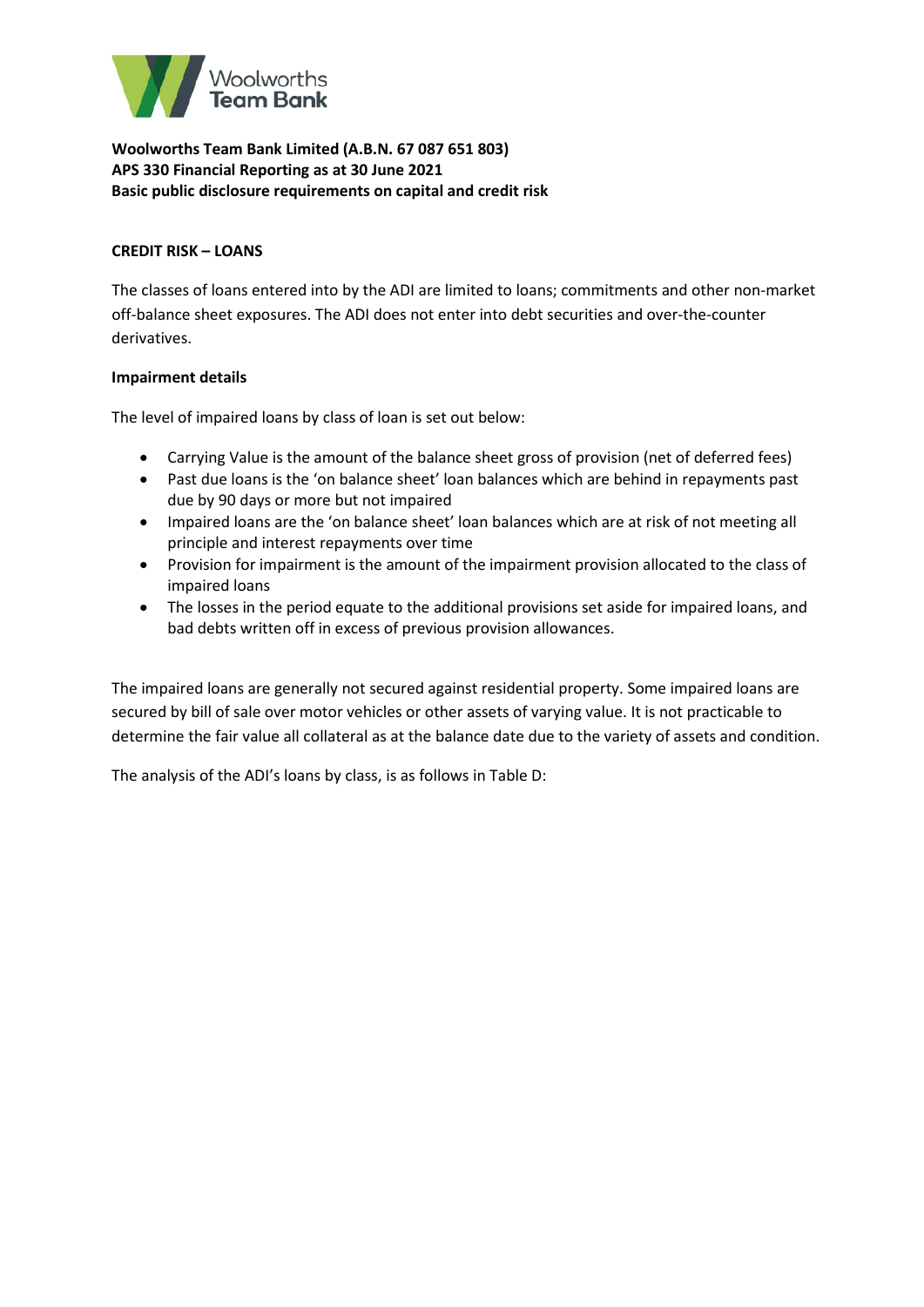**Woolworths Team Bank Limited (A.B.N. 67 087 651 803)**
**APS 330 Financial Reporting as at 30 June 2021**
**Basic public disclosure requirements on capital and credit risk**

**CREDIT RISK – LOANS**

The classes of loans entered into by the ADI are limited to loans; commitments and other non-market off-balance sheet exposures. The ADI does not enter into debt securities and over-the-counter derivatives.

**Impairment details**

The level of impaired loans by class of loan is set out below:

- Carrying Value is the amount of the balance sheet gross of provision (net of deferred fees)
- Past due loans is the 'on balance sheet' loan balances which are behind in repayments past due by 90 days or more but not impaired
- Impaired loans are the 'on balance sheet' loan balances which are at risk of not meeting all principle and interest repayments over time
- Provision for impairment is the amount of the impairment provision allocated to the class of impaired loans
- The losses in the period equate to the additional provisions set aside for impaired loans, and bad debts written off in excess of previous provision allowances.

The impaired loans are generally not secured against residential property. Some impaired loans are secured by bill of sale over motor vehicles or other assets of varying value. It is not practicable to determine the fair value all collateral as at the balance date due to the variety of assets and condition.

The analysis of the ADI's loans by class, is as follows in Table D: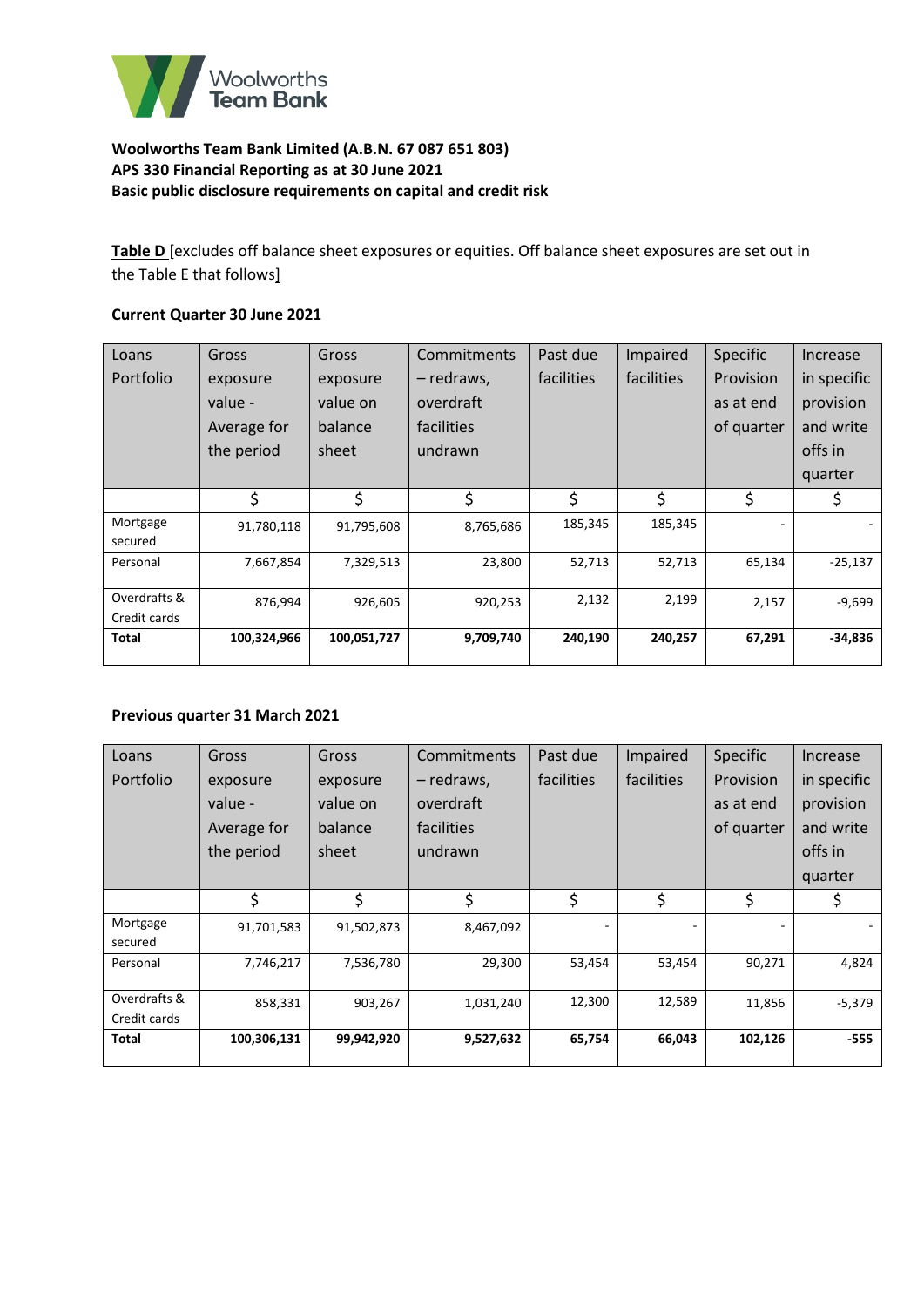**Woolworths Team Bank Limited (A.B.N. 67 087 651 803)**
**APS 330 Financial Reporting as at 30 June 2021**
**Basic public disclosure requirements on capital and credit risk**

**Table D** [excludes off balance sheet exposures or equities. Off balance sheet exposures are set out in the Table E that follows]

**Current Quarter 30 June 2021**

| Loans Portfolio | Gross exposure value - Average for the period | Gross exposure value on balance sheet | Commitments – redraws, overdraft facilities undrawn | Past due facilities | Impaired facilities | Specific Provision as at end of quarter | Increase in specific provision and write offs in quarter |
|---|---|---|---|---|---|---|---|
| | $ | $ | $ | $ | $ | $ | $ |
| Mortgage secured | 91,780,118 | 91,795,608 | 8,765,686 | 185,345 | 185,345 | - | - |
| Personal | 7,667,854 | 7,329,513 | 23,800 | 52,713 | 52,713 | 65,134 | -25,137 |
| Overdrafts & Credit cards | 876,994 | 926,605 | 920,253 | 2,132 | 2,199 | 2,157 | -9,699 |
| **Total** | **100,324,966** | **100,051,727** | **9,709,740** | **240,190** | **240,257** | **67,291** | **-34,836** |

**Previous quarter 31 March 2021**

| Loans Portfolio | Gross exposure value - Average for the period | Gross exposure value on balance sheet | Commitments – redraws, overdraft facilities undrawn | Past due facilities | Impaired facilities | Specific Provision as at end of quarter | Increase in specific provision and write offs in quarter |
|---|---|---|---|---|---|---|---|
| | $ | $ | $ | $ | $ | $ | $ |
| Mortgage secured | 91,701,583 | 91,502,873 | 8,467,092 | - | - | - | - |
| Personal | 7,746,217 | 7,536,780 | 29,300 | 53,454 | 53,454 | 90,271 | 4,824 |
| Overdrafts & Credit cards | 858,331 | 903,267 | 1,031,240 | 12,300 | 12,589 | 11,856 | -5,379 |
| **Total** | **100,306,131** | **99,942,920** | **9,527,632** | **65,754** | **66,043** | **102,126** | **-555** |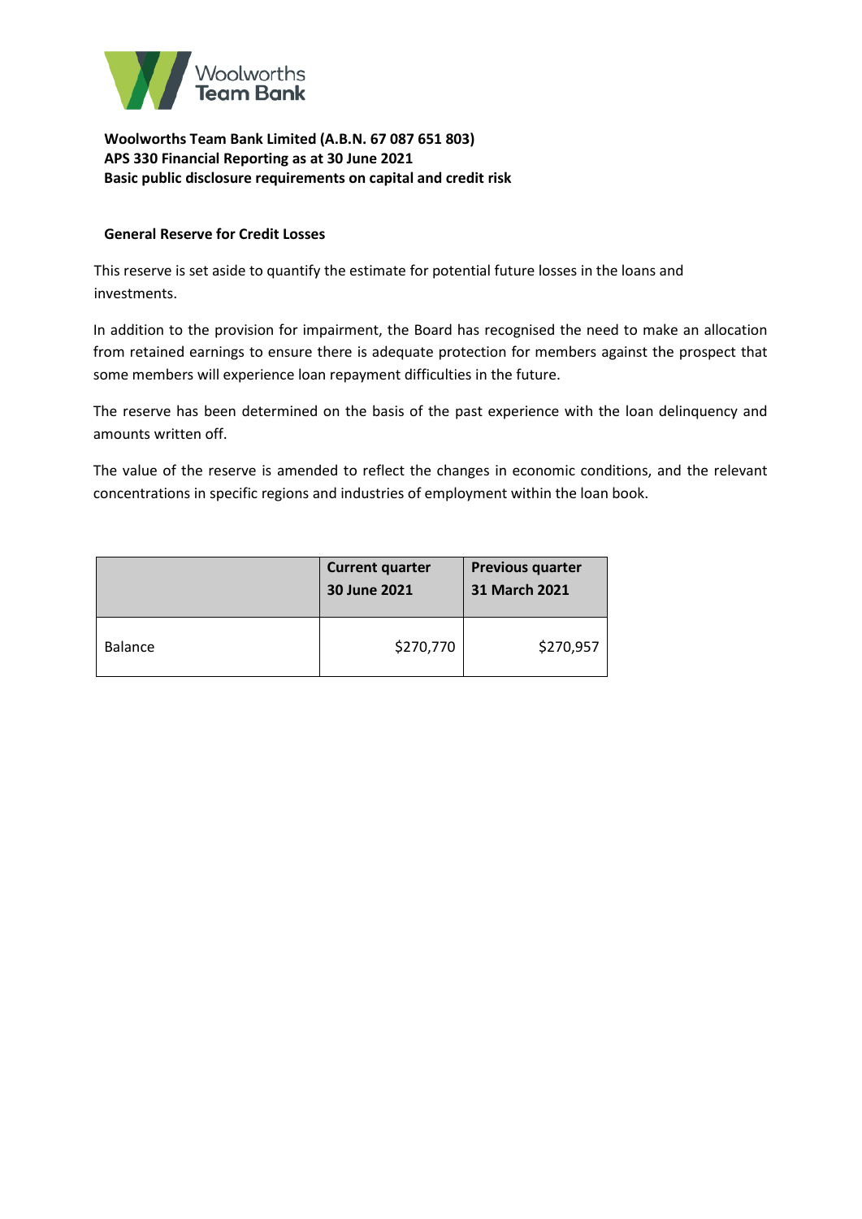**Woolworths Team Bank Limited (A.B.N. 67 087 651 803)**
**APS 330 Financial Reporting as at 30 June 2021**
**Basic public disclosure requirements on capital and credit risk**

## General Reserve for Credit Losses

This reserve is set aside to quantify the estimate for potential future losses in the loans and investments.

In addition to the provision for impairment, the Board has recognised the need to make an allocation from retained earnings to ensure there is adequate protection for members against the prospect that some members will experience loan repayment difficulties in the future.

The reserve has been determined on the basis of the past experience with the loan delinquency and amounts written off.

The value of the reserve is amended to reflect the changes in economic conditions, and the relevant concentrations in specific regions and industries of employment within the loan book.

| | Current quarter 30 June 2021 | Previous quarter 31 March 2021 |
|---|---|---|
| Balance | $270,770 | $270,957 |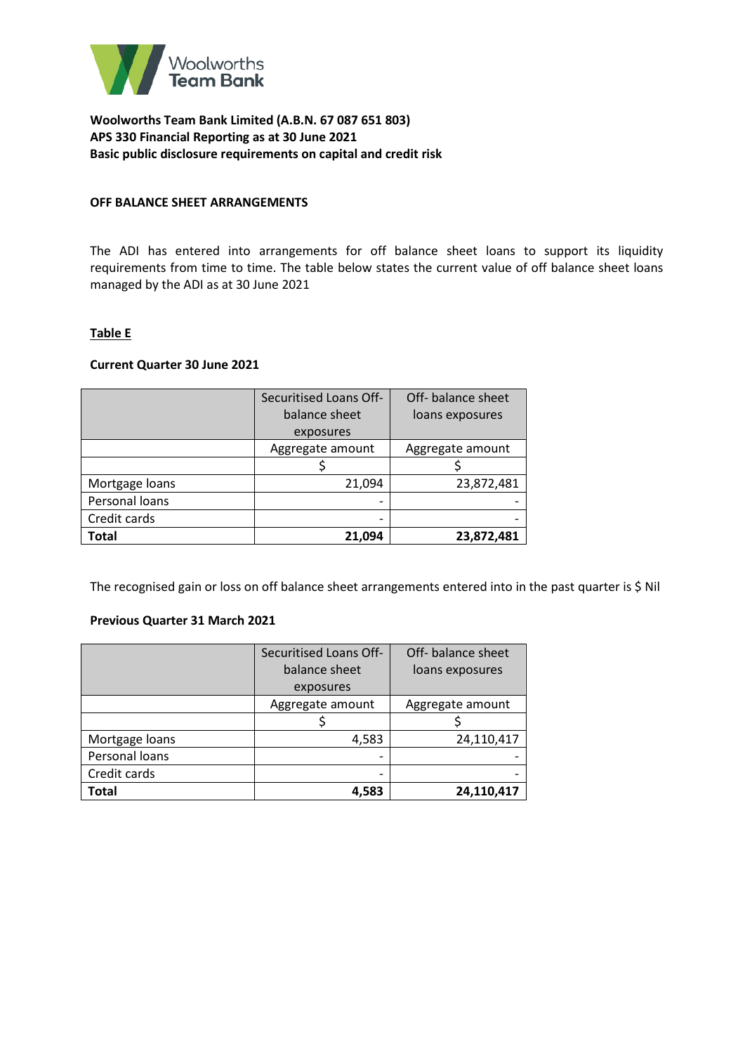**Woolworths Team Bank Limited (A.B.N. 67 087 651 803)**
**APS 330 Financial Reporting as at 30 June 2021**
**Basic public disclosure requirements on capital and credit risk**

**OFF BALANCE SHEET ARRANGEMENTS**

The ADI has entered into arrangements for off balance sheet loans to support its liquidity requirements from time to time. The table below states the current value of off balance sheet loans managed by the ADI as at 30 June 2021

**Table E**

**Current Quarter 30 June 2021**

| | Securitised Loans Off-balance sheet exposures | Off- balance sheet loans exposures |
|---|---|---|
| | Aggregate amount | Aggregate amount |
| | $ | $ |
| Mortgage loans | 21,094 | 23,872,481 |
| Personal loans | - | - |
| Credit cards | - | - |
| **Total** | **21,094** | **23,872,481** |

The recognised gain or loss on off balance sheet arrangements entered into in the past quarter is $ Nil

**Previous Quarter 31 March 2021**

| | Securitised Loans Off-balance sheet exposures | Off- balance sheet loans exposures |
|---|---|---|
| | Aggregate amount | Aggregate amount |
| | $ | $ |
| Mortgage loans | 4,583 | 24,110,417 |
| Personal loans | - | - |
| Credit cards | - | - |
| **Total** | **4,583** | **24,110,417** |